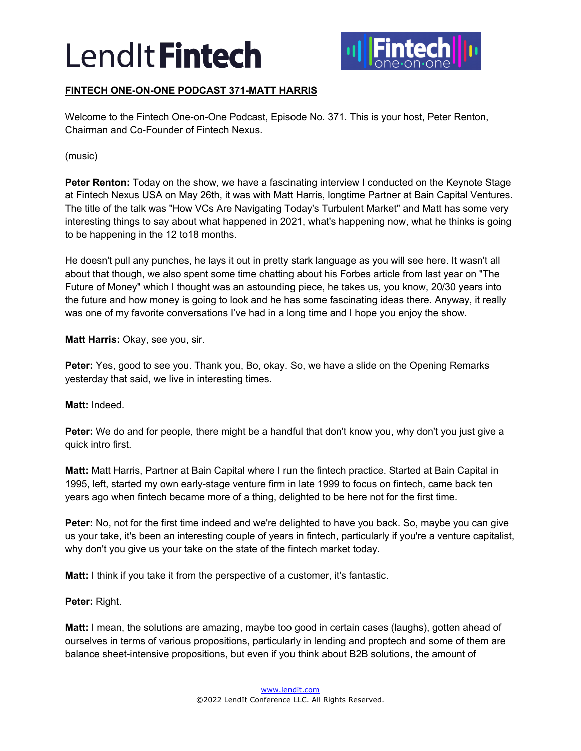**FINTECH ONE-ON-ONE PODCAST 371-MATT HARRIS**

Welcome to the Fintech One-on-One Podcast, Episode No. 371. This is your host, Peter Renton, Chairman and Co-Founder of Fintech Nexus.

(music)

**Peter Renton:** Today on the show, we have a fascinating interview I conducted on the Keynote Stage at Fintech Nexus USA on May 26th, it was with Matt Harris, longtime Partner at Bain Capital Ventures. The title of the talk was "How VCs Are Navigating Today's Turbulent Market" and Matt has some very interesting things to say about what happened in 2021, what's happening now, what he thinks is going to be happening in the 12 to18 months.

He doesn't pull any punches, he lays it out in pretty stark language as you will see here. It wasn't all about that though, we also spent some time chatting about his Forbes article from last year on "The Future of Money" which I thought was an astounding piece, he takes us, you know, 20/30 years into the future and how money is going to look and he has some fascinating ideas there. Anyway, it really was one of my favorite conversations I've had in a long time and I hope you enjoy the show.

**Matt Harris:** Okay, see you, sir.

**Peter:** Yes, good to see you. Thank you, Bo, okay. So, we have a slide on the Opening Remarks yesterday that said, we live in interesting times.

**Matt:** Indeed.

**Peter:** We do and for people, there might be a handful that don't know you, why don't you just give a quick intro first.

**Matt:** Matt Harris, Partner at Bain Capital where I run the fintech practice. Started at Bain Capital in 1995, left, started my own early-stage venture firm in late 1999 to focus on fintech, came back ten years ago when fintech became more of a thing, delighted to be here not for the first time.

**Peter:** No, not for the first time indeed and we're delighted to have you back. So, maybe you can give us your take, it's been an interesting couple of years in fintech, particularly if you're a venture capitalist, why don't you give us your take on the state of the fintech market today.

**Matt:** I think if you take it from the perspective of a customer, it's fantastic.

**Peter:** Right.

**Matt:** I mean, the solutions are amazing, maybe too good in certain cases (laughs), gotten ahead of ourselves in terms of various propositions, particularly in lending and proptech and some of them are balance sheet-intensive propositions, but even if you think about B2B solutions, the amount of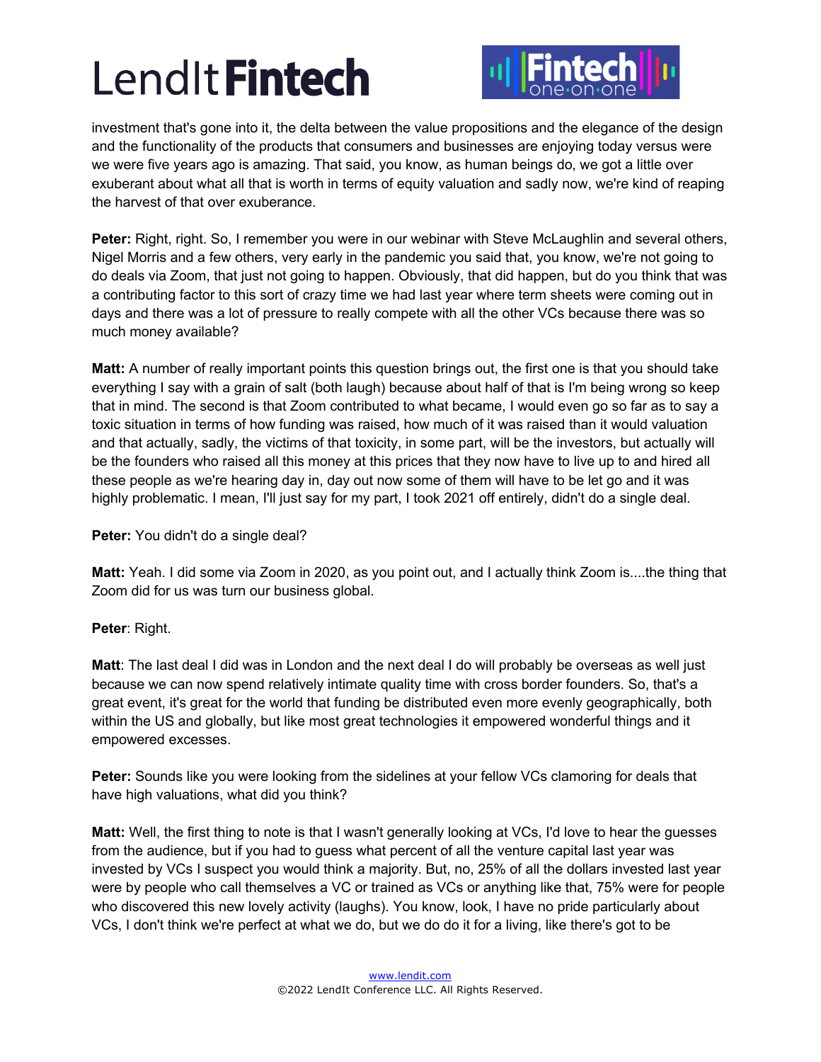investment that's gone into it, the delta between the value propositions and the elegance of the design and the functionality of the products that consumers and businesses are enjoying today versus were we were five years ago is amazing. That said, you know, as human beings do, we got a little over exuberant about what all that is worth in terms of equity valuation and sadly now, we're kind of reaping the harvest of that over exuberance.

**Peter:** Right, right. So, I remember you were in our webinar with Steve McLaughlin and several others, Nigel Morris and a few others, very early in the pandemic you said that, you know, we're not going to do deals via Zoom, that just not going to happen. Obviously, that did happen, but do you think that was a contributing factor to this sort of crazy time we had last year where term sheets were coming out in days and there was a lot of pressure to really compete with all the other VCs because there was so much money available?

**Matt:** A number of really important points this question brings out, the first one is that you should take everything I say with a grain of salt (both laugh) because about half of that is I'm being wrong so keep that in mind. The second is that Zoom contributed to what became, I would even go so far as to say a toxic situation in terms of how funding was raised, how much of it was raised than it would valuation and that actually, sadly, the victims of that toxicity, in some part, will be the investors, but actually will be the founders who raised all this money at this prices that they now have to live up to and hired all these people as we're hearing day in, day out now some of them will have to be let go and it was highly problematic. I mean, I'll just say for my part, I took 2021 off entirely, didn't do a single deal.

**Peter:** You didn't do a single deal?

**Matt:** Yeah. I did some via Zoom in 2020, as you point out, and I actually think Zoom is....the thing that Zoom did for us was turn our business global.

**Peter**: Right.

**Matt**: The last deal I did was in London and the next deal I do will probably be overseas as well just because we can now spend relatively intimate quality time with cross border founders. So, that's a great event, it's great for the world that funding be distributed even more evenly geographically, both within the US and globally, but like most great technologies it empowered wonderful things and it empowered excesses.

**Peter:** Sounds like you were looking from the sidelines at your fellow VCs clamoring for deals that have high valuations, what did you think?

**Matt:** Well, the first thing to note is that I wasn't generally looking at VCs, I'd love to hear the guesses from the audience, but if you had to guess what percent of all the venture capital last year was invested by VCs I suspect you would think a majority. But, no, 25% of all the dollars invested last year were by people who call themselves a VC or trained as VCs or anything like that, 75% were for people who discovered this new lovely activity (laughs). You know, look, I have no pride particularly about VCs, I don't think we're perfect at what we do, but we do do it for a living, like there's got to be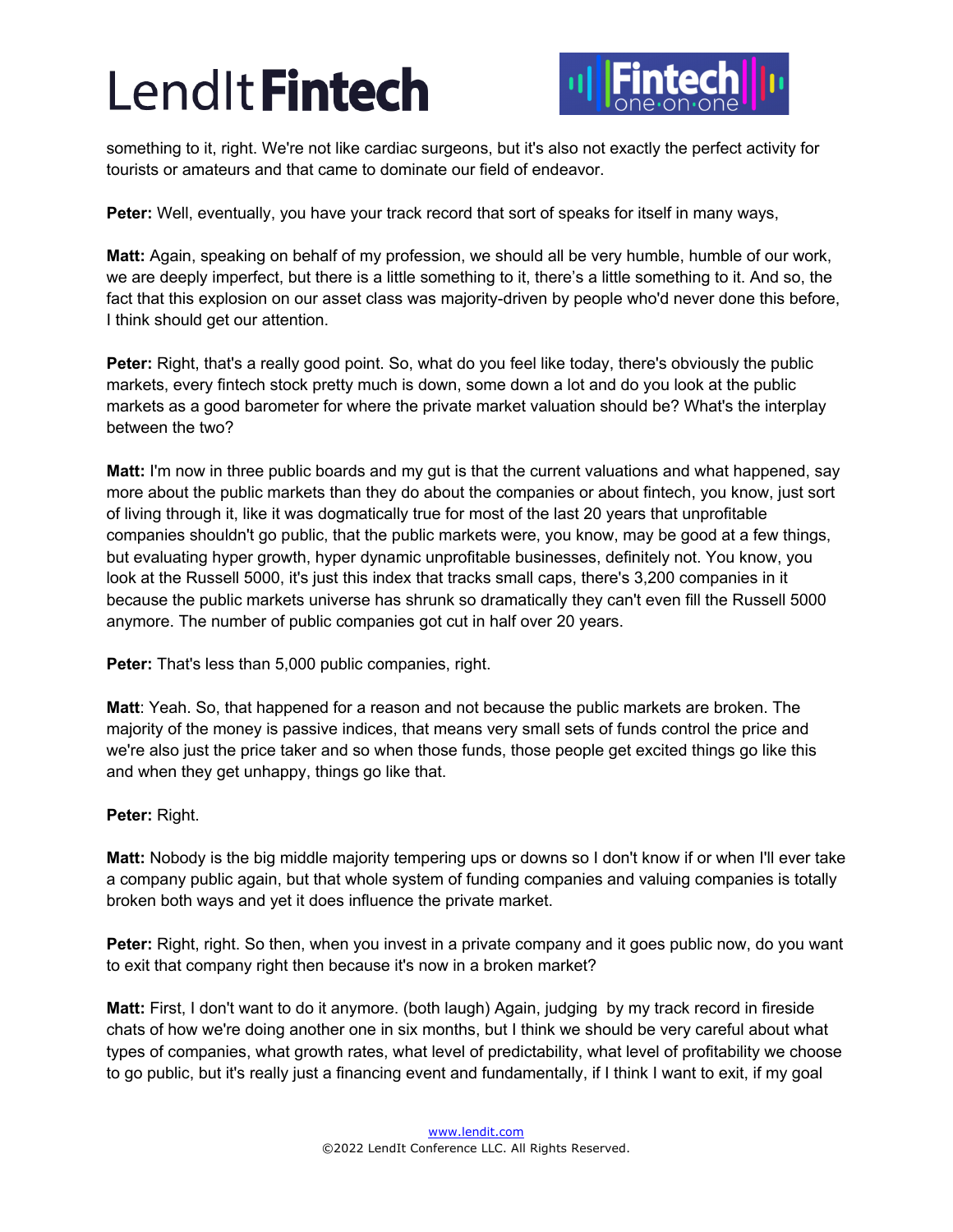something to it, right. We're not like cardiac surgeons, but it's also not exactly the perfect activity for tourists or amateurs and that came to dominate our field of endeavor.

**Peter:** Well, eventually, you have your track record that sort of speaks for itself in many ways,

**Matt:** Again, speaking on behalf of my profession, we should all be very humble, humble of our work, we are deeply imperfect, but there is a little something to it, there's a little something to it. And so, the fact that this explosion on our asset class was majority-driven by people who'd never done this before, I think should get our attention.

**Peter:** Right, that's a really good point. So, what do you feel like today, there's obviously the public markets, every fintech stock pretty much is down, some down a lot and do you look at the public markets as a good barometer for where the private market valuation should be? What's the interplay between the two?

**Matt:** I'm now in three public boards and my gut is that the current valuations and what happened, say more about the public markets than they do about the companies or about fintech, you know, just sort of living through it, like it was dogmatically true for most of the last 20 years that unprofitable companies shouldn't go public, that the public markets were, you know, may be good at a few things, but evaluating hyper growth, hyper dynamic unprofitable businesses, definitely not. You know, you look at the Russell 5000, it's just this index that tracks small caps, there's 3,200 companies in it because the public markets universe has shrunk so dramatically they can't even fill the Russell 5000 anymore. The number of public companies got cut in half over 20 years.

**Peter:** That's less than 5,000 public companies, right.

**Matt**: Yeah. So, that happened for a reason and not because the public markets are broken. The majority of the money is passive indices, that means very small sets of funds control the price and we're also just the price taker and so when those funds, those people get excited things go like this and when they get unhappy, things go like that.

**Peter:** Right.

**Matt:** Nobody is the big middle majority tempering ups or downs so I don't know if or when I'll ever take a company public again, but that whole system of funding companies and valuing companies is totally broken both ways and yet it does influence the private market.

**Peter:** Right, right. So then, when you invest in a private company and it goes public now, do you want to exit that company right then because it's now in a broken market?

**Matt:** First, I don't want to do it anymore. (both laugh) Again, judging by my track record in fireside chats of how we're doing another one in six months, but I think we should be very careful about what types of companies, what growth rates, what level of predictability, what level of profitability we choose to go public, but it's really just a financing event and fundamentally, if I think I want to exit, if my goal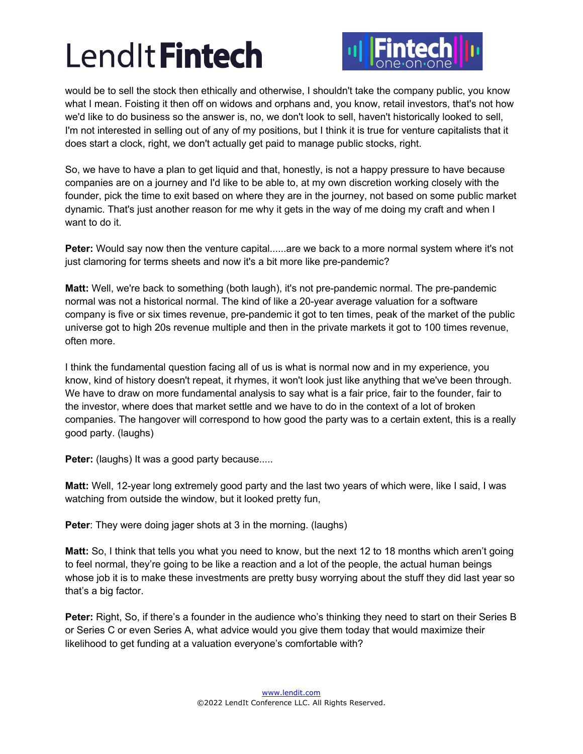would be to sell the stock then ethically and otherwise, I shouldn't take the company public, you know what I mean. Foisting it then off on widows and orphans and, you know, retail investors, that's not how we'd like to do business so the answer is, no, we don't look to sell, haven't historically looked to sell, I'm not interested in selling out of any of my positions, but I think it is true for venture capitalists that it does start a clock, right, we don't actually get paid to manage public stocks, right.

So, we have to have a plan to get liquid and that, honestly, is not a happy pressure to have because companies are on a journey and I'd like to be able to, at my own discretion working closely with the founder, pick the time to exit based on where they are in the journey, not based on some public market dynamic. That's just another reason for me why it gets in the way of me doing my craft and when I want to do it.

**Peter:** Would say now then the venture capital......are we back to a more normal system where it's not just clamoring for terms sheets and now it's a bit more like pre-pandemic?

**Matt:** Well, we're back to something (both laugh), it's not pre-pandemic normal. The pre-pandemic normal was not a historical normal. The kind of like a 20-year average valuation for a software company is five or six times revenue, pre-pandemic it got to ten times, peak of the market of the public universe got to high 20s revenue multiple and then in the private markets it got to 100 times revenue, often more.

I think the fundamental question facing all of us is what is normal now and in my experience, you know, kind of history doesn't repeat, it rhymes, it won't look just like anything that we've been through. We have to draw on more fundamental analysis to say what is a fair price, fair to the founder, fair to the investor, where does that market settle and we have to do in the context of a lot of broken companies. The hangover will correspond to how good the party was to a certain extent, this is a really good party. (laughs)

**Peter:** (laughs) It was a good party because.....

**Matt:** Well, 12-year long extremely good party and the last two years of which were, like I said, I was watching from outside the window, but it looked pretty fun,

**Peter**: They were doing jager shots at 3 in the morning. (laughs)

**Matt:** So, I think that tells you what you need to know, but the next 12 to 18 months which aren't going to feel normal, they're going to be like a reaction and a lot of the people, the actual human beings whose job it is to make these investments are pretty busy worrying about the stuff they did last year so that's a big factor.

**Peter:** Right, So, if there's a founder in the audience who's thinking they need to start on their Series B or Series C or even Series A, what advice would you give them today that would maximize their likelihood to get funding at a valuation everyone's comfortable with?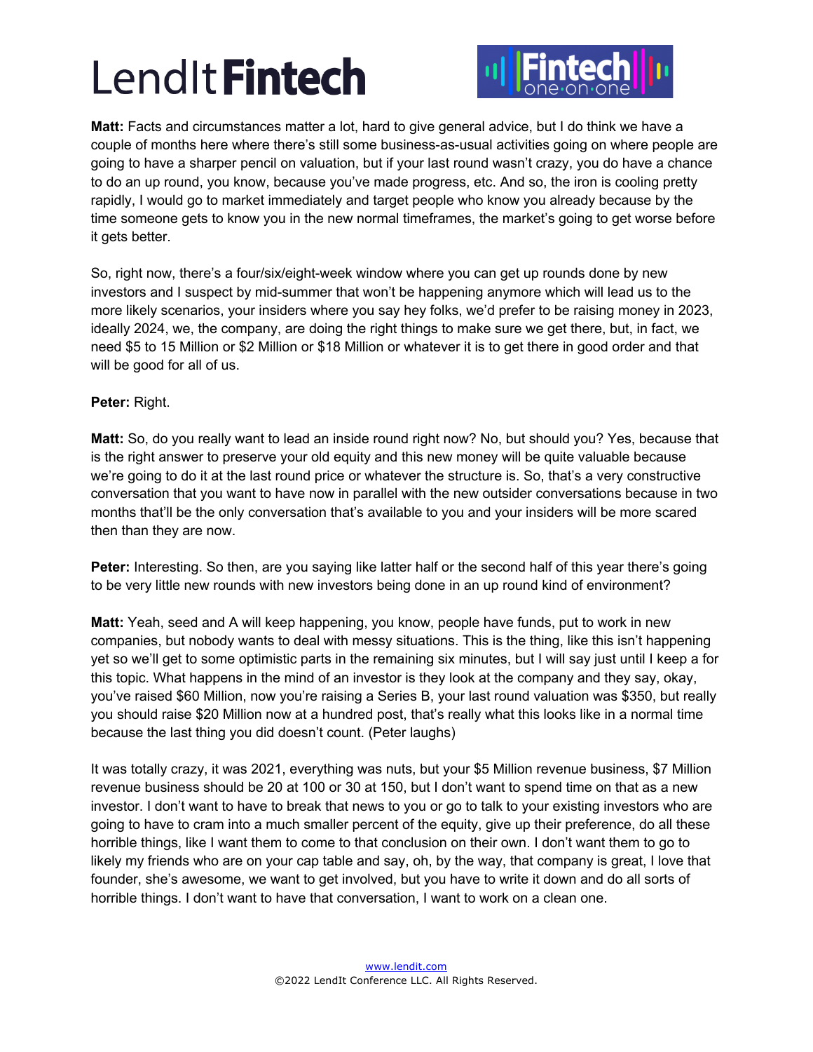**Matt:** Facts and circumstances matter a lot, hard to give general advice, but I do think we have a couple of months here where there's still some business-as-usual activities going on where people are going to have a sharper pencil on valuation, but if your last round wasn't crazy, you do have a chance to do an up round, you know, because you've made progress, etc. And so, the iron is cooling pretty rapidly, I would go to market immediately and target people who know you already because by the time someone gets to know you in the new normal timeframes, the market's going to get worse before it gets better.

So, right now, there's a four/six/eight-week window where you can get up rounds done by new investors and I suspect by mid-summer that won't be happening anymore which will lead us to the more likely scenarios, your insiders where you say hey folks, we'd prefer to be raising money in 2023, ideally 2024, we, the company, are doing the right things to make sure we get there, but, in fact, we need $5 to 15 Million or $2 Million or $18 Million or whatever it is to get there in good order and that will be good for all of us.

**Peter:** Right.

**Matt:** So, do you really want to lead an inside round right now? No, but should you? Yes, because that is the right answer to preserve your old equity and this new money will be quite valuable because we're going to do it at the last round price or whatever the structure is. So, that's a very constructive conversation that you want to have now in parallel with the new outsider conversations because in two months that'll be the only conversation that's available to you and your insiders will be more scared then than they are now.

**Peter:** Interesting. So then, are you saying like latter half or the second half of this year there's going to be very little new rounds with new investors being done in an up round kind of environment?

**Matt:** Yeah, seed and A will keep happening, you know, people have funds, put to work in new companies, but nobody wants to deal with messy situations. This is the thing, like this isn't happening yet so we'll get to some optimistic parts in the remaining six minutes, but I will say just until I keep a for this topic. What happens in the mind of an investor is they look at the company and they say, okay, you've raised $60 Million, now you're raising a Series B, your last round valuation was $350, but really you should raise $20 Million now at a hundred post, that's really what this looks like in a normal time because the last thing you did doesn't count. (Peter laughs)

It was totally crazy, it was 2021, everything was nuts, but your $5 Million revenue business, $7 Million revenue business should be 20 at 100 or 30 at 150, but I don't want to spend time on that as a new investor. I don't want to have to break that news to you or go to talk to your existing investors who are going to have to cram into a much smaller percent of the equity, give up their preference, do all these horrible things, like I want them to come to that conclusion on their own. I don't want them to go to likely my friends who are on your cap table and say, oh, by the way, that company is great, I love that founder, she's awesome, we want to get involved, but you have to write it down and do all sorts of horrible things. I don't want to have that conversation, I want to work on a clean one.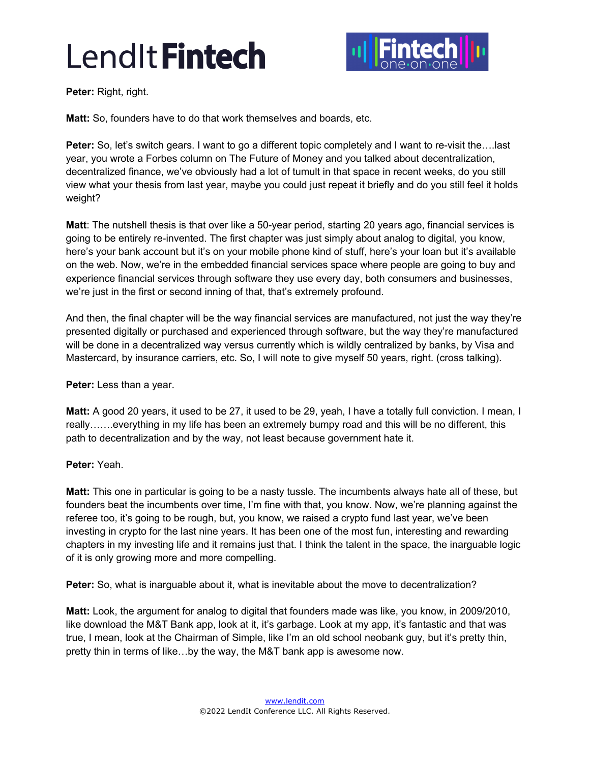**Peter:** Right, right.

**Matt:** So, founders have to do that work themselves and boards, etc.

**Peter:** So, let's switch gears. I want to go a different topic completely and I want to re-visit the….last year, you wrote a Forbes column on The Future of Money and you talked about decentralization, decentralized finance, we've obviously had a lot of tumult in that space in recent weeks, do you still view what your thesis from last year, maybe you could just repeat it briefly and do you still feel it holds weight?

**Matt**: The nutshell thesis is that over like a 50-year period, starting 20 years ago, financial services is going to be entirely re-invented. The first chapter was just simply about analog to digital, you know, here's your bank account but it's on your mobile phone kind of stuff, here's your loan but it's available on the web. Now, we're in the embedded financial services space where people are going to buy and experience financial services through software they use every day, both consumers and businesses, we're just in the first or second inning of that, that's extremely profound.

And then, the final chapter will be the way financial services are manufactured, not just the way they're presented digitally or purchased and experienced through software, but the way they're manufactured will be done in a decentralized way versus currently which is wildly centralized by banks, by Visa and Mastercard, by insurance carriers, etc. So, I will note to give myself 50 years, right. (cross talking).

**Peter:** Less than a year.

**Matt:** A good 20 years, it used to be 27, it used to be 29, yeah, I have a totally full conviction. I mean, I really…….everything in my life has been an extremely bumpy road and this will be no different, this path to decentralization and by the way, not least because government hate it.

**Peter:** Yeah.

**Matt:** This one in particular is going to be a nasty tussle. The incumbents always hate all of these, but founders beat the incumbents over time, I'm fine with that, you know. Now, we're planning against the referee too, it's going to be rough, but, you know, we raised a crypto fund last year, we've been investing in crypto for the last nine years. It has been one of the most fun, interesting and rewarding chapters in my investing life and it remains just that. I think the talent in the space, the inarguable logic of it is only growing more and more compelling.

**Peter:** So, what is inarguable about it, what is inevitable about the move to decentralization?

**Matt:** Look, the argument for analog to digital that founders made was like, you know, in 2009/2010, like download the M&T Bank app, look at it, it's garbage. Look at my app, it's fantastic and that was true, I mean, look at the Chairman of Simple, like I'm an old school neobank guy, but it's pretty thin, pretty thin in terms of like…by the way, the M&T bank app is awesome now.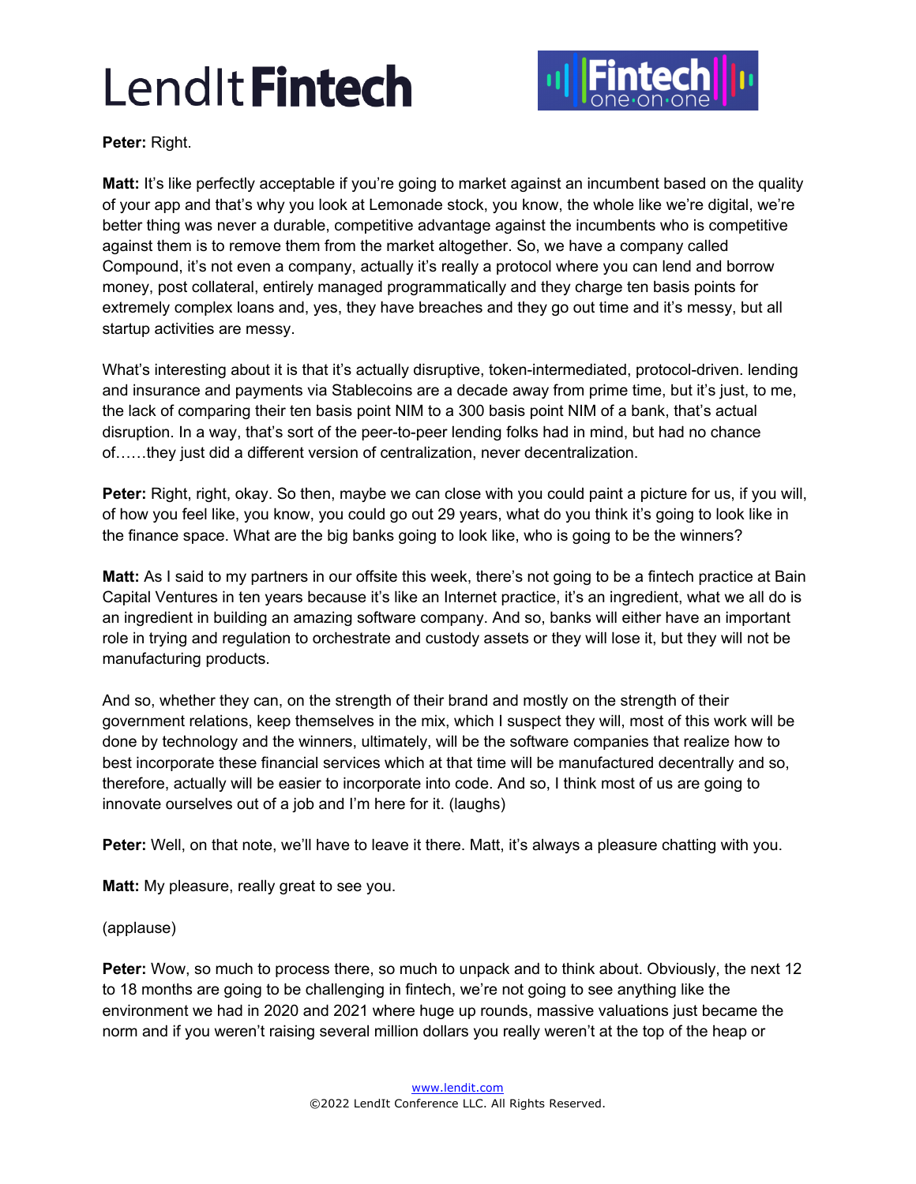**Peter:** Right.

**Matt:** It's like perfectly acceptable if you're going to market against an incumbent based on the quality of your app and that's why you look at Lemonade stock, you know, the whole like we're digital, we're better thing was never a durable, competitive advantage against the incumbents who is competitive against them is to remove them from the market altogether. So, we have a company called Compound, it's not even a company, actually it's really a protocol where you can lend and borrow money, post collateral, entirely managed programmatically and they charge ten basis points for extremely complex loans and, yes, they have breaches and they go out time and it's messy, but all startup activities are messy.

What's interesting about it is that it's actually disruptive, token-intermediated, protocol-driven. lending and insurance and payments via Stablecoins are a decade away from prime time, but it's just, to me, the lack of comparing their ten basis point NIM to a 300 basis point NIM of a bank, that's actual disruption. In a way, that's sort of the peer-to-peer lending folks had in mind, but had no chance of……they just did a different version of centralization, never decentralization.

**Peter:** Right, right, okay. So then, maybe we can close with you could paint a picture for us, if you will, of how you feel like, you know, you could go out 29 years, what do you think it's going to look like in the finance space. What are the big banks going to look like, who is going to be the winners?

**Matt:** As I said to my partners in our offsite this week, there's not going to be a fintech practice at Bain Capital Ventures in ten years because it's like an Internet practice, it's an ingredient, what we all do is an ingredient in building an amazing software company. And so, banks will either have an important role in trying and regulation to orchestrate and custody assets or they will lose it, but they will not be manufacturing products.

And so, whether they can, on the strength of their brand and mostly on the strength of their government relations, keep themselves in the mix, which I suspect they will, most of this work will be done by technology and the winners, ultimately, will be the software companies that realize how to best incorporate these financial services which at that time will be manufactured decentrally and so, therefore, actually will be easier to incorporate into code. And so, I think most of us are going to innovate ourselves out of a job and I'm here for it. (laughs)

**Peter:** Well, on that note, we'll have to leave it there. Matt, it's always a pleasure chatting with you.

**Matt:** My pleasure, really great to see you.

(applause)

**Peter:** Wow, so much to process there, so much to unpack and to think about. Obviously, the next 12 to 18 months are going to be challenging in fintech, we're not going to see anything like the environment we had in 2020 and 2021 where huge up rounds, massive valuations just became the norm and if you weren't raising several million dollars you really weren't at the top of the heap or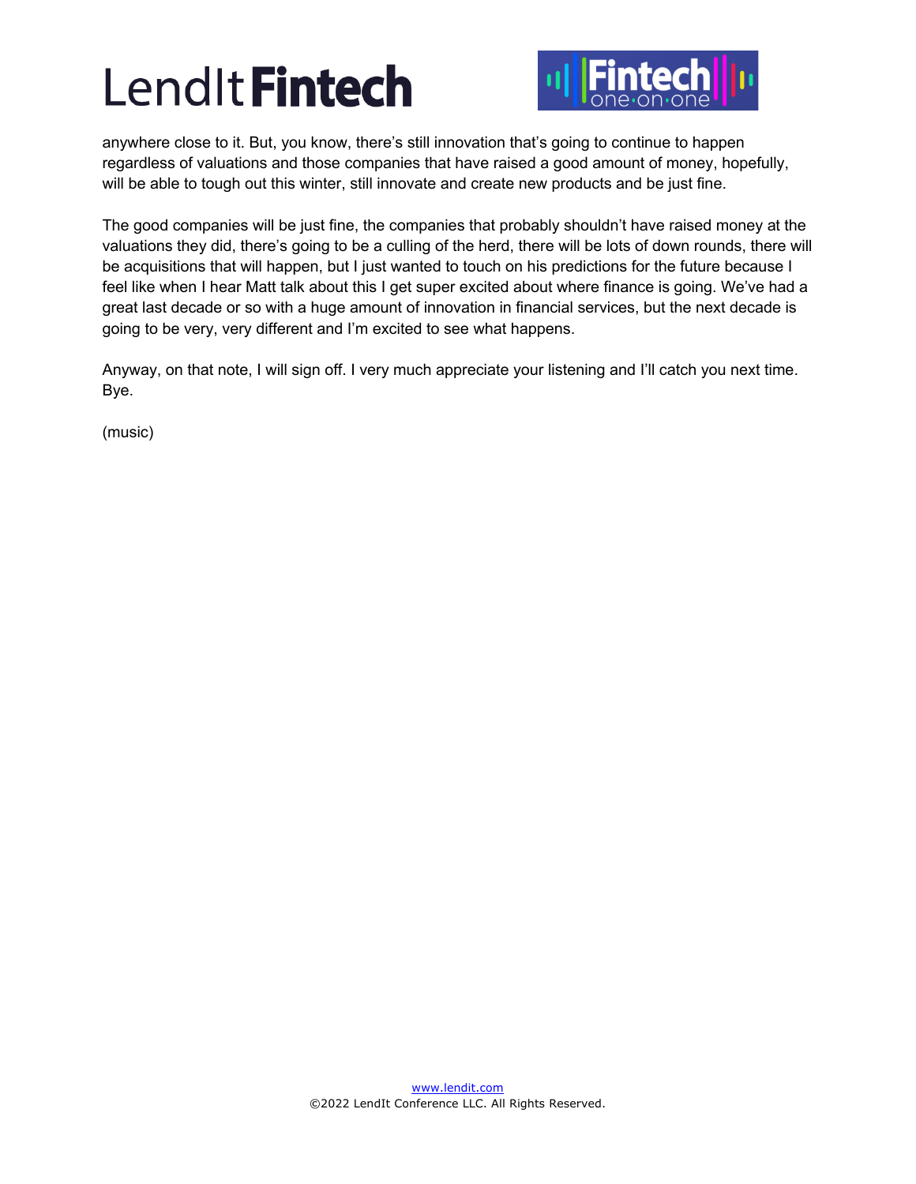anywhere close to it. But, you know, there's still innovation that's going to continue to happen regardless of valuations and those companies that have raised a good amount of money, hopefully, will be able to tough out this winter, still innovate and create new products and be just fine.

The good companies will be just fine, the companies that probably shouldn't have raised money at the valuations they did, there's going to be a culling of the herd, there will be lots of down rounds, there will be acquisitions that will happen, but I just wanted to touch on his predictions for the future because I feel like when I hear Matt talk about this I get super excited about where finance is going. We've had a great last decade or so with a huge amount of innovation in financial services, but the next decade is going to be very, very different and I'm excited to see what happens.

Anyway, on that note, I will sign off. I very much appreciate your listening and I'll catch you next time. Bye.

(music)